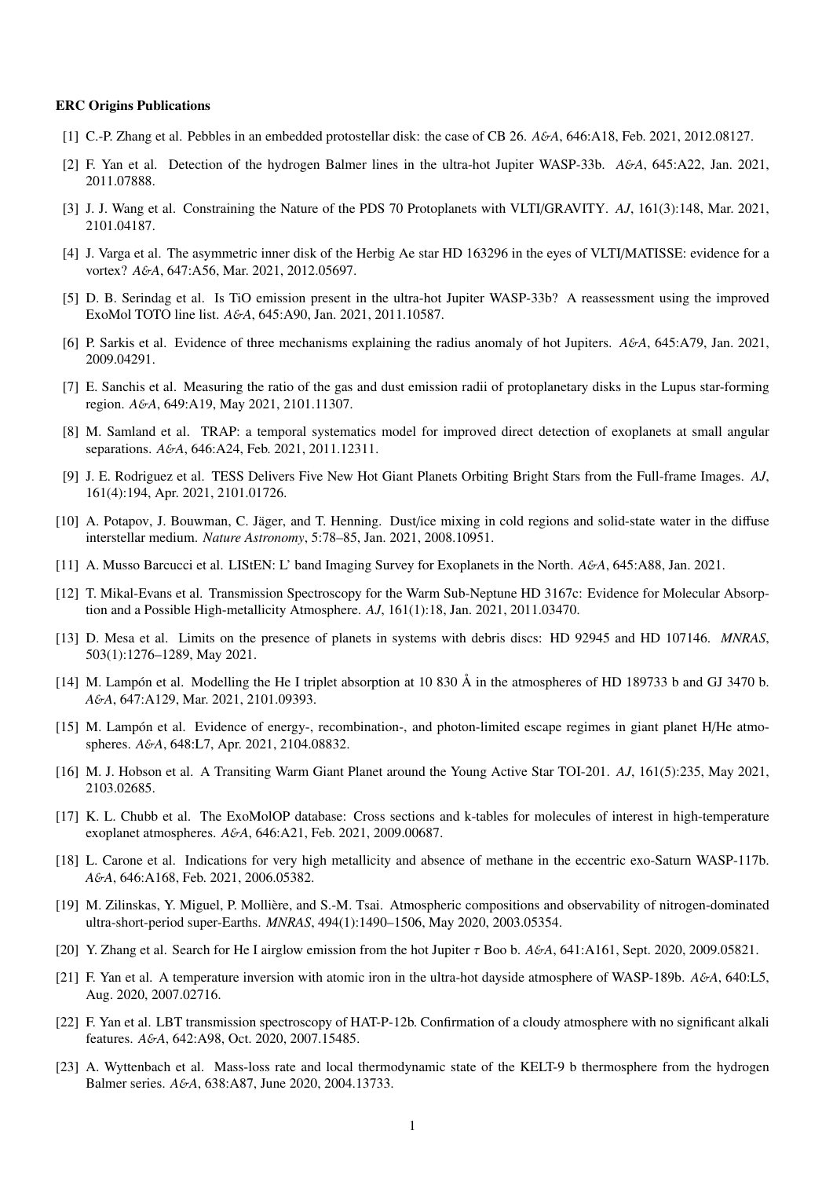**ERC Origins Publications**

[1] C.-P. Zhang et al. Pebbles in an embedded protostellar disk: the case of CB 26. *A&A*, 646:A18, Feb. 2021, 2012.08127.

[2] F. Yan et al. Detection of the hydrogen Balmer lines in the ultra-hot Jupiter WASP-33b. *A&A*, 645:A22, Jan. 2021, 2011.07888.

[3] J. J. Wang et al. Constraining the Nature of the PDS 70 Protoplanets with VLTI/GRAVITY. *AJ*, 161(3):148, Mar. 2021, 2101.04187.

[4] J. Varga et al. The asymmetric inner disk of the Herbig Ae star HD 163296 in the eyes of VLTI/MATISSE: evidence for a vortex? *A&A*, 647:A56, Mar. 2021, 2012.05697.

[5] D. B. Serindag et al. Is TiO emission present in the ultra-hot Jupiter WASP-33b? A reassessment using the improved ExoMol TOTO line list. *A&A*, 645:A90, Jan. 2021, 2011.10587.

[6] P. Sarkis et al. Evidence of three mechanisms explaining the radius anomaly of hot Jupiters. *A&A*, 645:A79, Jan. 2021, 2009.04291.

[7] E. Sanchis et al. Measuring the ratio of the gas and dust emission radii of protoplanetary disks in the Lupus star-forming region. *A&A*, 649:A19, May 2021, 2101.11307.

[8] M. Samland et al. TRAP: a temporal systematics model for improved direct detection of exoplanets at small angular separations. *A&A*, 646:A24, Feb. 2021, 2011.12311.

[9] J. E. Rodriguez et al. TESS Delivers Five New Hot Giant Planets Orbiting Bright Stars from the Full-frame Images. *AJ*, 161(4):194, Apr. 2021, 2101.01726.

[10] A. Potapov, J. Bouwman, C. Jäger, and T. Henning. Dust/ice mixing in cold regions and solid-state water in the diffuse interstellar medium. *Nature Astronomy*, 5:78–85, Jan. 2021, 2008.10951.

[11] A. Musso Barcucci et al. LIStEN: L' band Imaging Survey for Exoplanets in the North. *A&A*, 645:A88, Jan. 2021.

[12] T. Mikal-Evans et al. Transmission Spectroscopy for the Warm Sub-Neptune HD 3167c: Evidence for Molecular Absorption and a Possible High-metallicity Atmosphere. *AJ*, 161(1):18, Jan. 2021, 2011.03470.

[13] D. Mesa et al. Limits on the presence of planets in systems with debris discs: HD 92945 and HD 107146. *MNRAS*, 503(1):1276–1289, May 2021.

[14] M. Lampón et al. Modelling the He I triplet absorption at 10 830 Å in the atmospheres of HD 189733 b and GJ 3470 b. *A&A*, 647:A129, Mar. 2021, 2101.09393.

[15] M. Lampón et al. Evidence of energy-, recombination-, and photon-limited escape regimes in giant planet H/He atmospheres. *A&A*, 648:L7, Apr. 2021, 2104.08832.

[16] M. J. Hobson et al. A Transiting Warm Giant Planet around the Young Active Star TOI-201. *AJ*, 161(5):235, May 2021, 2103.02685.

[17] K. L. Chubb et al. The ExoMolOP database: Cross sections and k-tables for molecules of interest in high-temperature exoplanet atmospheres. *A&A*, 646:A21, Feb. 2021, 2009.00687.

[18] L. Carone et al. Indications for very high metallicity and absence of methane in the eccentric exo-Saturn WASP-117b. *A&A*, 646:A168, Feb. 2021, 2006.05382.

[19] M. Zilinskas, Y. Miguel, P. Mollière, and S.-M. Tsai. Atmospheric compositions and observability of nitrogen-dominated ultra-short-period super-Earths. *MNRAS*, 494(1):1490–1506, May 2020, 2003.05354.

[20] Y. Zhang et al. Search for He I airglow emission from the hot Jupiter $\tau$ Boo b. *A&A*, 641:A161, Sept. 2020, 2009.05821.

[21] F. Yan et al. A temperature inversion with atomic iron in the ultra-hot dayside atmosphere of WASP-189b. *A&A*, 640:L5, Aug. 2020, 2007.02716.

[22] F. Yan et al. LBT transmission spectroscopy of HAT-P-12b. Confirmation of a cloudy atmosphere with no significant alkali features. *A&A*, 642:A98, Oct. 2020, 2007.15485.

[23] A. Wyttenbach et al. Mass-loss rate and local thermodynamic state of the KELT-9 b thermosphere from the hydrogen Balmer series. *A&A*, 638:A87, June 2020, 2004.13733.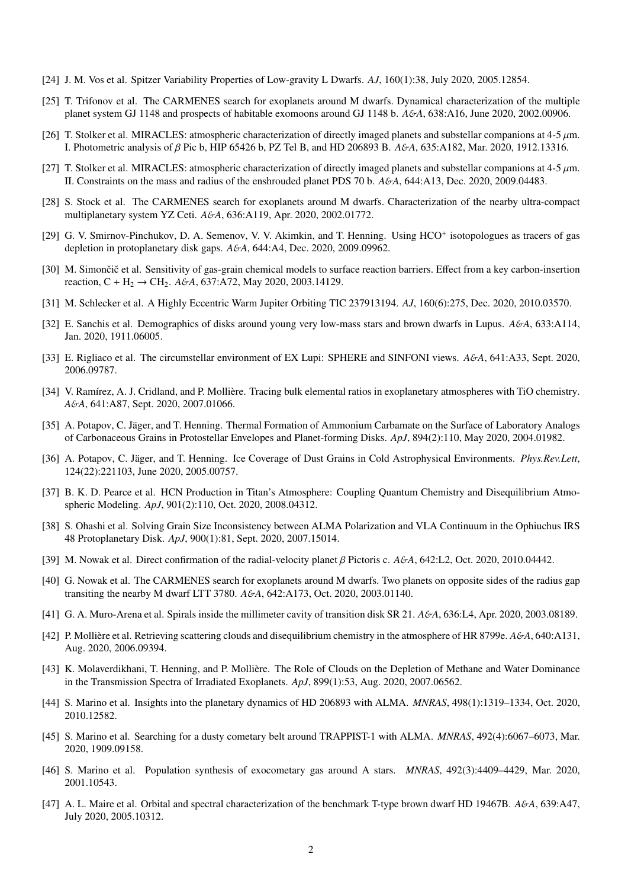[24] J. M. Vos et al. Spitzer Variability Properties of Low-gravity L Dwarfs. *AJ*, 160(1):38, July 2020, 2005.12854.

[25] T. Trifonov et al. The CARMENES search for exoplanets around M dwarfs. Dynamical characterization of the multiple planet system GJ 1148 and prospects of habitable exomoons around GJ 1148 b. *A&A*, 638:A16, June 2020, 2002.00906.

[26] T. Stolker et al. MIRACLES: atmospheric characterization of directly imaged planets and substellar companions at 4-5 $\mu$m. I. Photometric analysis of $\beta$ Pic b, HIP 65426 b, PZ Tel B, and HD 206893 B. *A&A*, 635:A182, Mar. 2020, 1912.13316.

[27] T. Stolker et al. MIRACLES: atmospheric characterization of directly imaged planets and substellar companions at 4-5 $\mu$m. II. Constraints on the mass and radius of the enshrouded planet PDS 70 b. *A&A*, 644:A13, Dec. 2020, 2009.04483.

[28] S. Stock et al. The CARMENES search for exoplanets around M dwarfs. Characterization of the nearby ultra-compact multiplanetary system YZ Ceti. *A&A*, 636:A119, Apr. 2020, 2002.01772.

[29] G. V. Smirnov-Pinchukov, D. A. Semenov, V. V. Akimkin, and T. Henning. Using $HCO^+$ isotopologues as tracers of gas depletion in protoplanetary disk gaps. *A&A*, 644:A4, Dec. 2020, 2009.09962.

[30] M. Simončič et al. Sensitivity of gas-grain chemical models to surface reaction barriers. Effect from a key carbon-insertion reaction, $C + H_2 \rightarrow CH_2$. *A&A*, 637:A72, May 2020, 2003.14129.

[31] M. Schlecker et al. A Highly Eccentric Warm Jupiter Orbiting TIC 237913194. *AJ*, 160(6):275, Dec. 2020, 2010.03570.

[32] E. Sanchis et al. Demographics of disks around young very low-mass stars and brown dwarfs in Lupus. *A&A*, 633:A114, Jan. 2020, 1911.06005.

[33] E. Rigliaco et al. The circumstellar environment of EX Lupi: SPHERE and SINFONI views. *A&A*, 641:A33, Sept. 2020, 2006.09787.

[34] V. Ramírez, A. J. Cridland, and P. Mollière. Tracing bulk elemental ratios in exoplanetary atmospheres with TiO chemistry. *A&A*, 641:A87, Sept. 2020, 2007.01066.

[35] A. Potapov, C. Jäger, and T. Henning. Thermal Formation of Ammonium Carbamate on the Surface of Laboratory Analogs of Carbonaceous Grains in Protostellar Envelopes and Planet-forming Disks. *ApJ*, 894(2):110, May 2020, 2004.01982.

[36] A. Potapov, C. Jäger, and T. Henning. Ice Coverage of Dust Grains in Cold Astrophysical Environments. *Phys.Rev.Lett*, 124(22):221103, June 2020, 2005.00757.

[37] B. K. D. Pearce et al. HCN Production in Titan's Atmosphere: Coupling Quantum Chemistry and Disequilibrium Atmospheric Modeling. *ApJ*, 901(2):110, Oct. 2020, 2008.04312.

[38] S. Ohashi et al. Solving Grain Size Inconsistency between ALMA Polarization and VLA Continuum in the Ophiuchus IRS 48 Protoplanetary Disk. *ApJ*, 900(1):81, Sept. 2020, 2007.15014.

[39] M. Nowak et al. Direct confirmation of the radial-velocity planet $\beta$ Pictoris c. *A&A*, 642:L2, Oct. 2020, 2010.04442.

[40] G. Nowak et al. The CARMENES search for exoplanets around M dwarfs. Two planets on opposite sides of the radius gap transiting the nearby M dwarf LTT 3780. *A&A*, 642:A173, Oct. 2020, 2003.01140.

[41] G. A. Muro-Arena et al. Spirals inside the millimeter cavity of transition disk SR 21. *A&A*, 636:L4, Apr. 2020, 2003.08189.

[42] P. Mollière et al. Retrieving scattering clouds and disequilibrium chemistry in the atmosphere of HR 8799e. *A&A*, 640:A131, Aug. 2020, 2006.09394.

[43] K. Molaverdikhani, T. Henning, and P. Mollière. The Role of Clouds on the Depletion of Methane and Water Dominance in the Transmission Spectra of Irradiated Exoplanets. *ApJ*, 899(1):53, Aug. 2020, 2007.06562.

[44] S. Marino et al. Insights into the planetary dynamics of HD 206893 with ALMA. *MNRAS*, 498(1):1319–1334, Oct. 2020, 2010.12582.

[45] S. Marino et al. Searching for a dusty cometary belt around TRAPPIST-1 with ALMA. *MNRAS*, 492(4):6067–6073, Mar. 2020, 1909.09158.

[46] S. Marino et al. Population synthesis of exocometary gas around A stars. *MNRAS*, 492(3):4409–4429, Mar. 2020, 2001.10543.

[47] A. L. Maire et al. Orbital and spectral characterization of the benchmark T-type brown dwarf HD 19467B. *A&A*, 639:A47, July 2020, 2005.10312.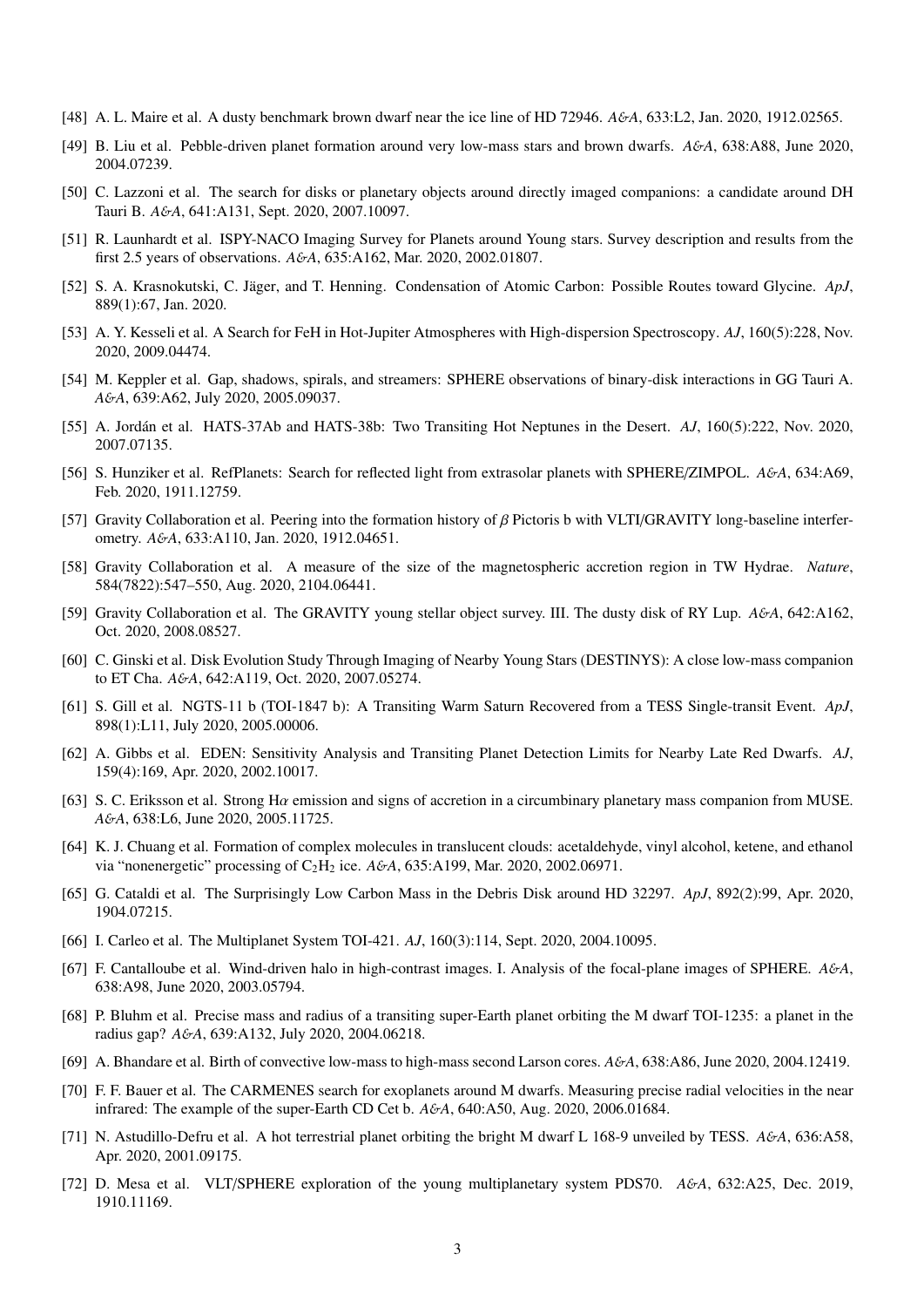[48] A. L. Maire et al. A dusty benchmark brown dwarf near the ice line of HD 72946. *A&A*, 633:L2, Jan. 2020, 1912.02565.

[49] B. Liu et al. Pebble-driven planet formation around very low-mass stars and brown dwarfs. *A&A*, 638:A88, June 2020, 2004.07239.

[50] C. Lazzoni et al. The search for disks or planetary objects around directly imaged companions: a candidate around DH Tauri B. *A&A*, 641:A131, Sept. 2020, 2007.10097.

[51] R. Launhardt et al. ISPY-NACO Imaging Survey for Planets around Young stars. Survey description and results from the first 2.5 years of observations. *A&A*, 635:A162, Mar. 2020, 2002.01807.

[52] S. A. Krasnokutski, C. Jäger, and T. Henning. Condensation of Atomic Carbon: Possible Routes toward Glycine. *ApJ*, 889(1):67, Jan. 2020.

[53] A. Y. Kesseli et al. A Search for FeH in Hot-Jupiter Atmospheres with High-dispersion Spectroscopy. *AJ*, 160(5):228, Nov. 2020, 2009.04474.

[54] M. Keppler et al. Gap, shadows, spirals, and streamers: SPHERE observations of binary-disk interactions in GG Tauri A. *A&A*, 639:A62, July 2020, 2005.09037.

[55] A. Jordán et al. HATS-37Ab and HATS-38b: Two Transiting Hot Neptunes in the Desert. *AJ*, 160(5):222, Nov. 2020, 2007.07135.

[56] S. Hunziker et al. RefPlanets: Search for reflected light from extrasolar planets with SPHERE/ZIMPOL. *A&A*, 634:A69, Feb. 2020, 1911.12759.

[57] Gravity Collaboration et al. Peering into the formation history of $\beta$ Pictoris b with VLTI/GRAVITY long-baseline interferometry. *A&A*, 633:A110, Jan. 2020, 1912.04651.

[58] Gravity Collaboration et al. A measure of the size of the magnetospheric accretion region in TW Hydrae. *Nature*, 584(7822):547–550, Aug. 2020, 2104.06441.

[59] Gravity Collaboration et al. The GRAVITY young stellar object survey. III. The dusty disk of RY Lup. *A&A*, 642:A162, Oct. 2020, 2008.08527.

[60] C. Ginski et al. Disk Evolution Study Through Imaging of Nearby Young Stars (DESTINYS): A close low-mass companion to ET Cha. *A&A*, 642:A119, Oct. 2020, 2007.05274.

[61] S. Gill et al. NGTS-11 b (TOI-1847 b): A Transiting Warm Saturn Recovered from a TESS Single-transit Event. *ApJ*, 898(1):L11, July 2020, 2005.00006.

[62] A. Gibbs et al. EDEN: Sensitivity Analysis and Transiting Planet Detection Limits for Nearby Late Red Dwarfs. *AJ*, 159(4):169, Apr. 2020, 2002.10017.

[63] S. C. Eriksson et al. Strong H$\alpha$ emission and signs of accretion in a circumbinary planetary mass companion from MUSE. *A&A*, 638:L6, June 2020, 2005.11725.

[64] K. J. Chuang et al. Formation of complex molecules in translucent clouds: acetaldehyde, vinyl alcohol, ketene, and ethanol via "nonenergetic" processing of $C_2H_2$ ice. *A&A*, 635:A199, Mar. 2020, 2002.06971.

[65] G. Cataldi et al. The Surprisingly Low Carbon Mass in the Debris Disk around HD 32297. *ApJ*, 892(2):99, Apr. 2020, 1904.07215.

[66] I. Carleo et al. The Multiplanet System TOI-421. *AJ*, 160(3):114, Sept. 2020, 2004.10095.

[67] F. Cantalloube et al. Wind-driven halo in high-contrast images. I. Analysis of the focal-plane images of SPHERE. *A&A*, 638:A98, June 2020, 2003.05794.

[68] P. Bluhm et al. Precise mass and radius of a transiting super-Earth planet orbiting the M dwarf TOI-1235: a planet in the radius gap? *A&A*, 639:A132, July 2020, 2004.06218.

[69] A. Bhandare et al. Birth of convective low-mass to high-mass second Larson cores. *A&A*, 638:A86, June 2020, 2004.12419.

[70] F. F. Bauer et al. The CARMENES search for exoplanets around M dwarfs. Measuring precise radial velocities in the near infrared: The example of the super-Earth CD Cet b. *A&A*, 640:A50, Aug. 2020, 2006.01684.

[71] N. Astudillo-Defru et al. A hot terrestrial planet orbiting the bright M dwarf L 168-9 unveiled by TESS. *A&A*, 636:A58, Apr. 2020, 2001.09175.

[72] D. Mesa et al. VLT/SPHERE exploration of the young multiplanetary system PDS70. *A&A*, 632:A25, Dec. 2019, 1910.11169.